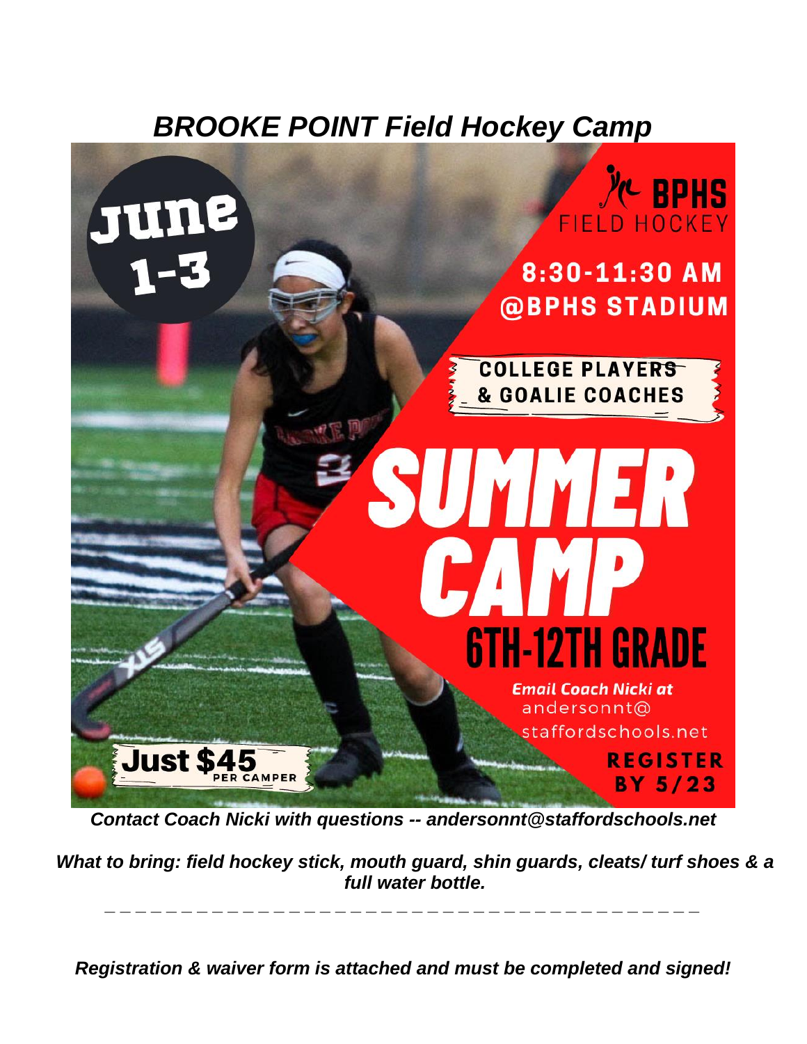# *BROOKE POINT Field Hockey Camp*

June 1-3

BPHS FIELD HOCKEY

8:30-11:30 AM
@BPHS STADIUM

COLLEGE PLAYERS & GOALIE COACHES

SUMMER CAMP

6TH-12TH GRADE

*Email Coach Nicki at* andersonnt@staffordschools.net

Just $45 PER CAMPER

REGISTER BY 5/23

***Contact Coach Nicki with questions -- andersonnt@staffordschools.net***

***What to bring: field hockey stick, mouth guard, shin guards, cleats/ turf shoes & a full water bottle.***

---

***Registration & waiver form is attached and must be completed and signed!***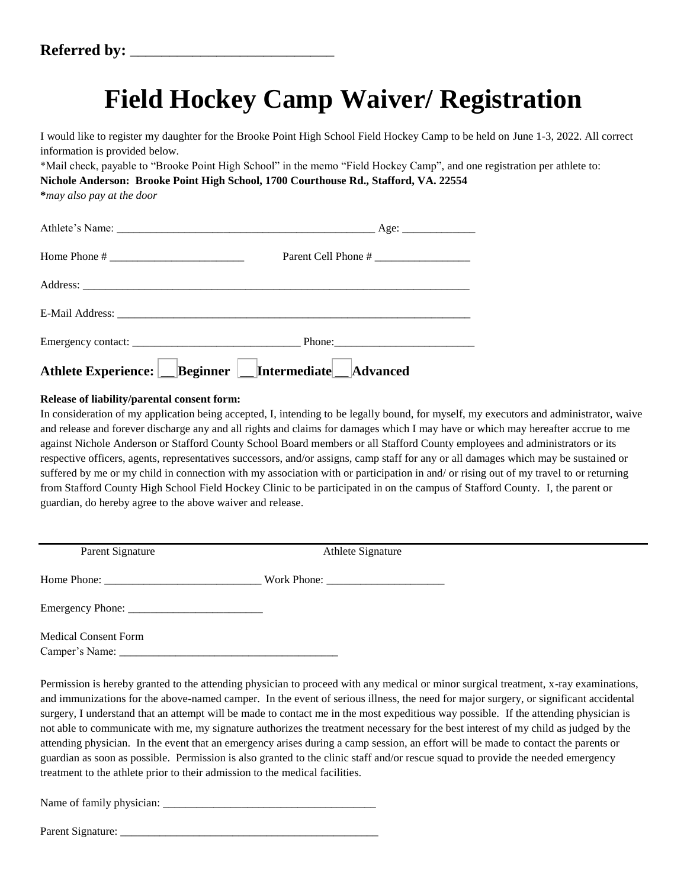**Referred by: ____________________________**

# Field Hockey Camp Waiver/ Registration

I would like to register my daughter for the Brooke Point High School Field Hockey Camp to be held on June 1-3, 2022. All correct information is provided below.

*Mail check, payable to "Brooke Point High School" in the memo "Field Hockey Camp", and one registration per athlete to:

**Nichole Anderson: Brooke Point High School, 1700 Courthouse Rd., Stafford, VA. 22554**

***may also pay at the door***

Athlete's Name: _______________________________________________ Age: _____________

Home Phone # ________________________ Parent Cell Phone # _________________

Address: __________________________________________________________________________

E-Mail Address: ____________________________________________________________________

Emergency contact: ______________________________ Phone:________________________

**Athlete Experience: __ Beginner __ Intermediate __ Advanced**

**Release of liability/parental consent form:**

In consideration of my application being accepted, I, intending to be legally bound, for myself, my executors and administrator, waive and release and forever discharge any and all rights and claims for damages which I may have or which may hereafter accrue to me against Nichole Anderson or Stafford County School Board members or all Stafford County employees and administrators or its respective officers, agents, representatives successors, and/or assigns, camp staff for any or all damages which may be sustained or suffered by me or my child in connection with my association with or participation in and/ or rising out of my travel to or returning from Stafford County High School Field Hockey Clinic to be participated in on the campus of Stafford County. I, the parent or guardian, do hereby agree to the above waiver and release.

Parent Signature Athlete Signature

Home Phone: ____________________________ Work Phone: _____________________

Emergency Phone: ________________________

Medical Consent Form

Camper's Name: _______________________________________

Permission is hereby granted to the attending physician to proceed with any medical or minor surgical treatment, x-ray examinations, and immunizations for the above-named camper. In the event of serious illness, the need for major surgery, or significant accidental surgery, I understand that an attempt will be made to contact me in the most expeditious way possible. If the attending physician is not able to communicate with me, my signature authorizes the treatment necessary for the best interest of my child as judged by the attending physician. In the event that an emergency arises during a camp session, an effort will be made to contact the parents or guardian as soon as possible. Permission is also granted to the clinic staff and/or rescue squad to provide the needed emergency treatment to the athlete prior to their admission to the medical facilities.

Name of family physician: ______________________________________

Parent Signature: _______________________________________________